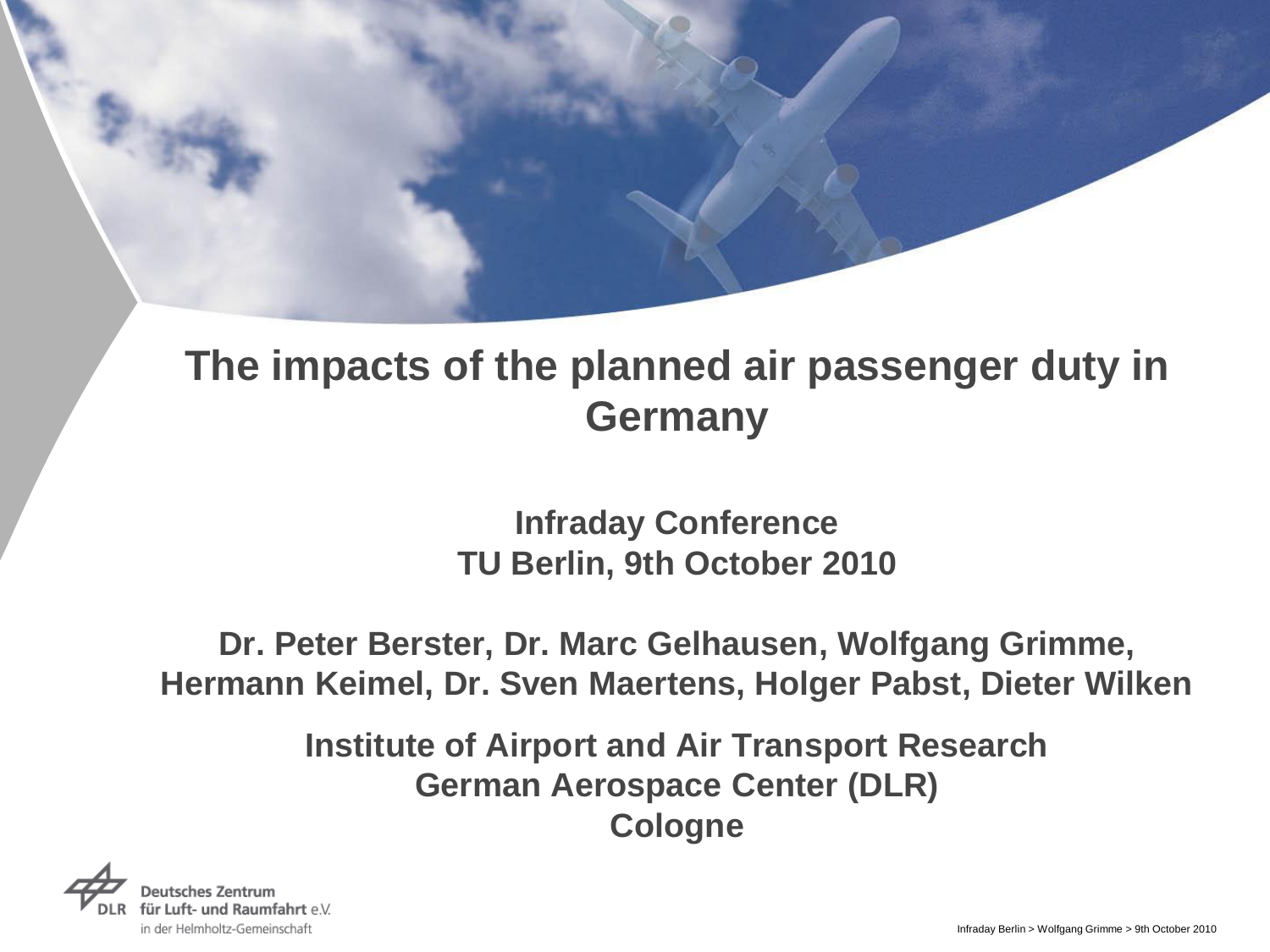# The impacts of the planned air passenger duty in Germany

**Infraday Conference**
**TU Berlin, 9th October 2010**

**Dr. Peter Berster, Dr. Marc Gelhausen, Wolfgang Grimme, Hermann Keimel, Dr. Sven Maertens, Holger Pabst, Dieter Wilken**

**Institute of Airport and Air Transport Research**
**German Aerospace Center (DLR)**
**Cologne**

Deutsches Zentrum für Luft- und Raumfahrt e.V. in der Helmholtz-Gemeinschaft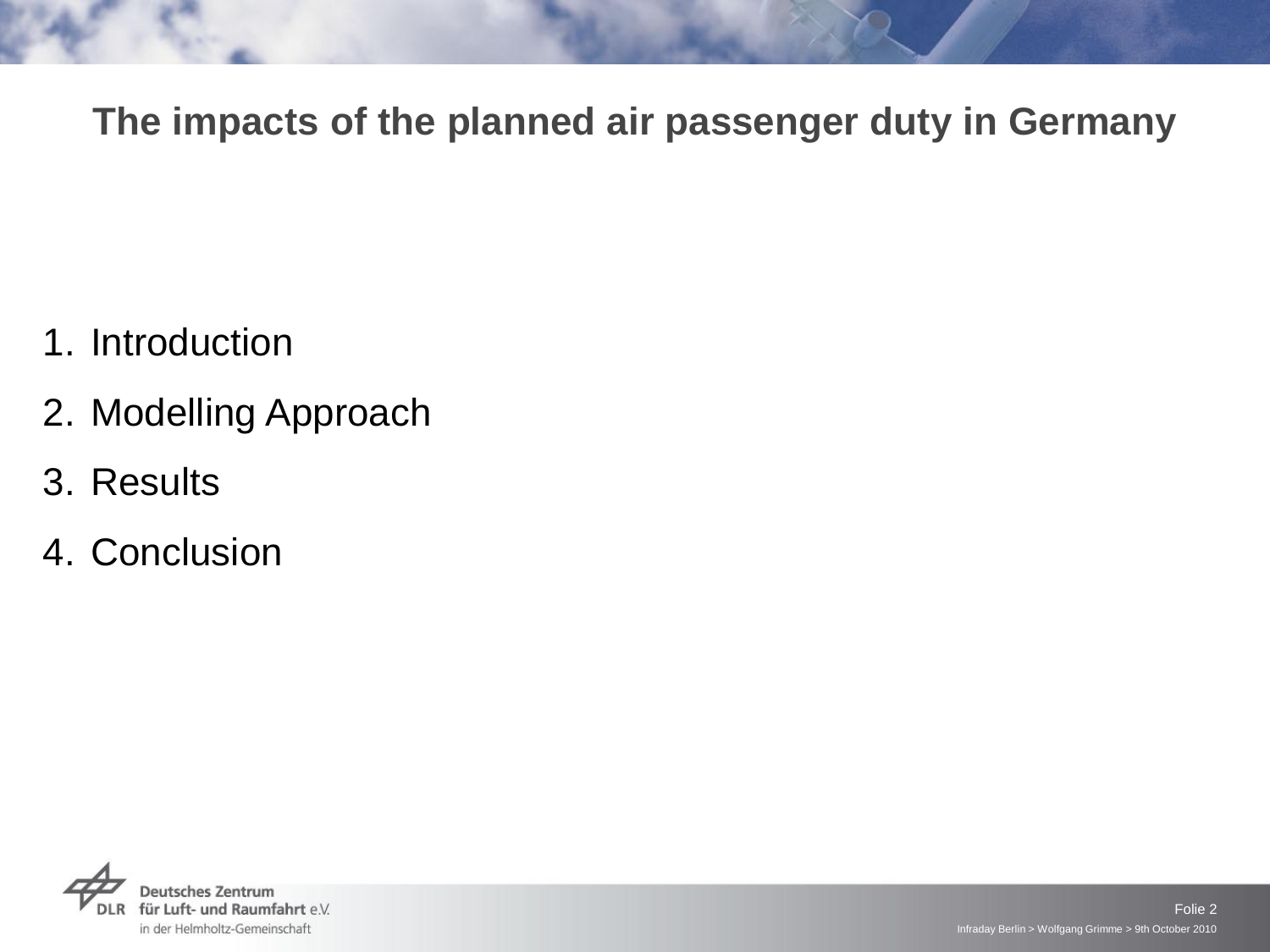# The impacts of the planned air passenger duty in Germany

1. Introduction
2. Modelling Approach
3. Results
4. Conclusion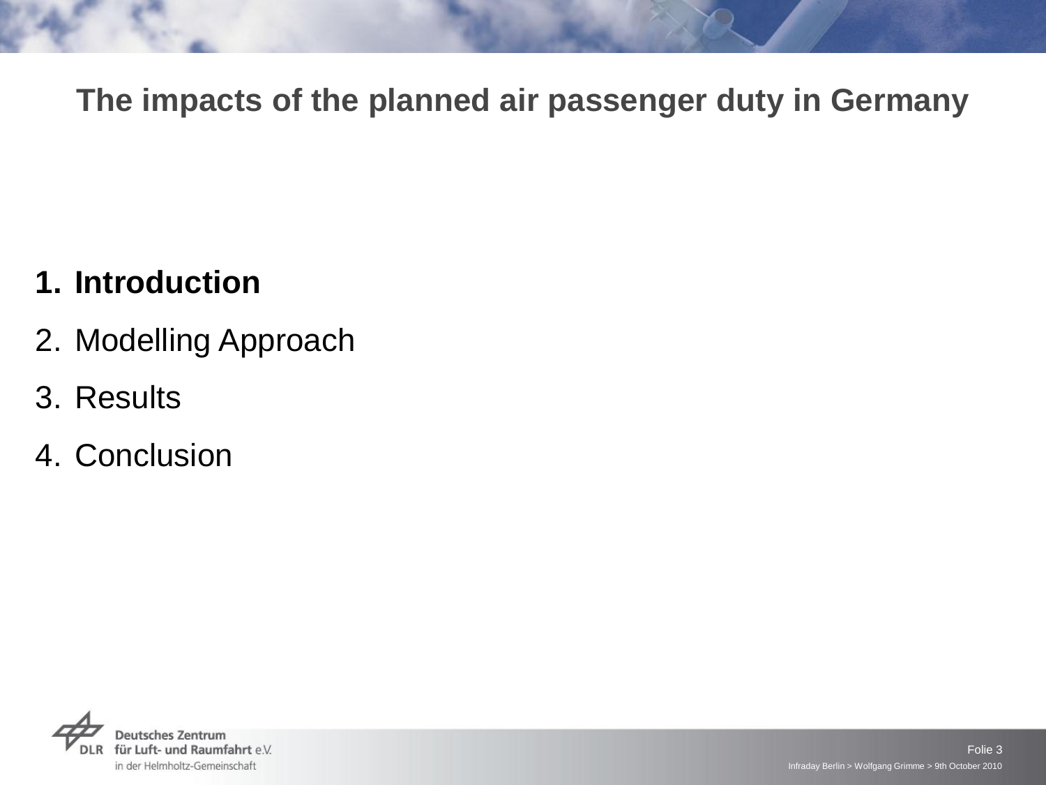# The impacts of the planned air passenger duty in Germany

1. **Introduction**
2. Modelling Approach
3. Results
4. Conclusion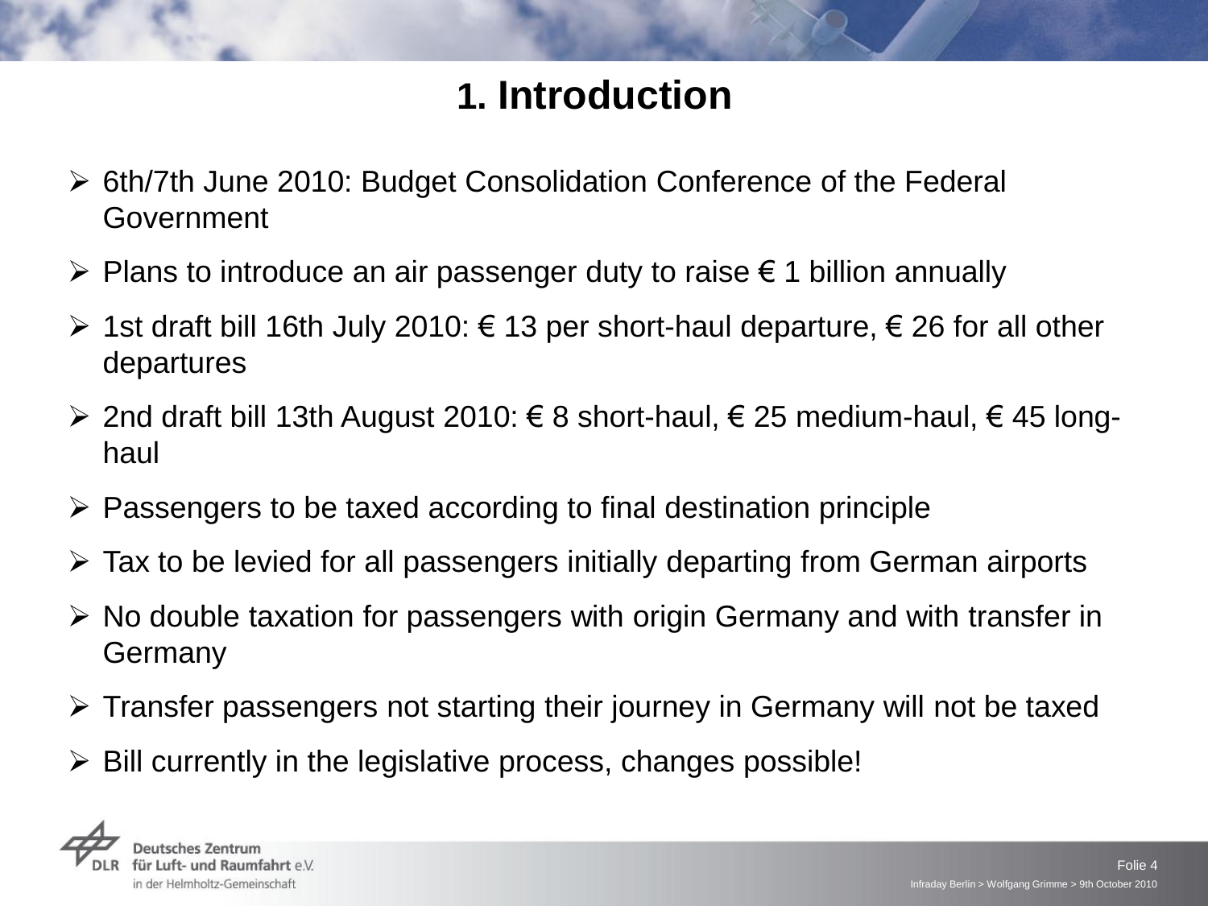# 1. Introduction

- 6th/7th June 2010: Budget Consolidation Conference of the Federal Government
- Plans to introduce an air passenger duty to raise € 1 billion annually
- 1st draft bill 16th July 2010: € 13 per short-haul departure, € 26 for all other departures
- 2nd draft bill 13th August 2010: € 8 short-haul, € 25 medium-haul, € 45 long-haul
- Passengers to be taxed according to final destination principle
- Tax to be levied for all passengers initially departing from German airports
- No double taxation for passengers with origin Germany and with transfer in Germany
- Transfer passengers not starting their journey in Germany will not be taxed
- Bill currently in the legislative process, changes possible!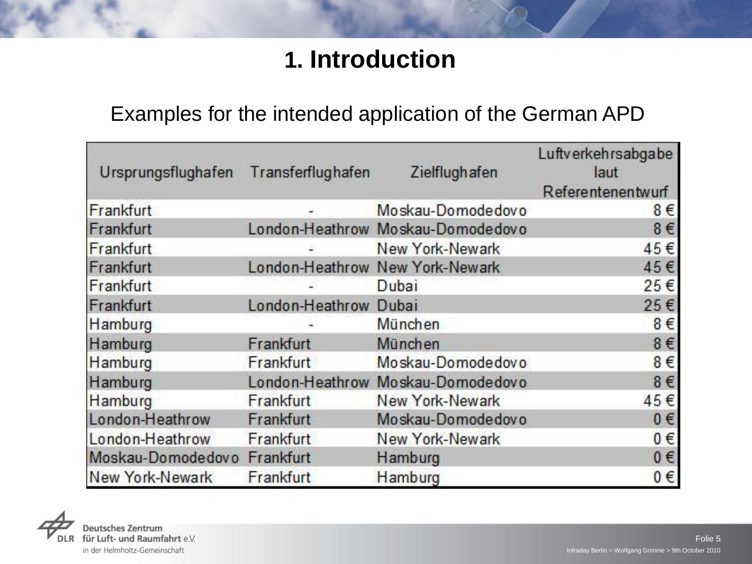# 1. Introduction

Examples for the intended application of the German APD

| Ursprungsflughafen | Transferflughafen | Zielflughafen | Luftverkehrsabgabe laut Referentenentwurf |
|---|---|---|---|
| Frankfurt | - | Moskau-Domodedovo | 8 € |
| Frankfurt | London-Heathrow | Moskau-Domodedovo | 8 € |
| Frankfurt | - | New York-Newark | 45 € |
| Frankfurt | London-Heathrow | New York-Newark | 45 € |
| Frankfurt | - | Dubai | 25 € |
| Frankfurt | London-Heathrow | Dubai | 25 € |
| Hamburg | - | München | 8 € |
| Hamburg | Frankfurt | München | 8 € |
| Hamburg | Frankfurt | Moskau-Domodedovo | 8 € |
| Hamburg | London-Heathrow | Moskau-Domodedovo | 8 € |
| Hamburg | Frankfurt | New York-Newark | 45 € |
| London-Heathrow | Frankfurt | Moskau-Domodedovo | 0 € |
| London-Heathrow | Frankfurt | New York-Newark | 0 € |
| Moskau-Domodedovo | Frankfurt | Hamburg | 0 € |
| New York-Newark | Frankfurt | Hamburg | 0 € |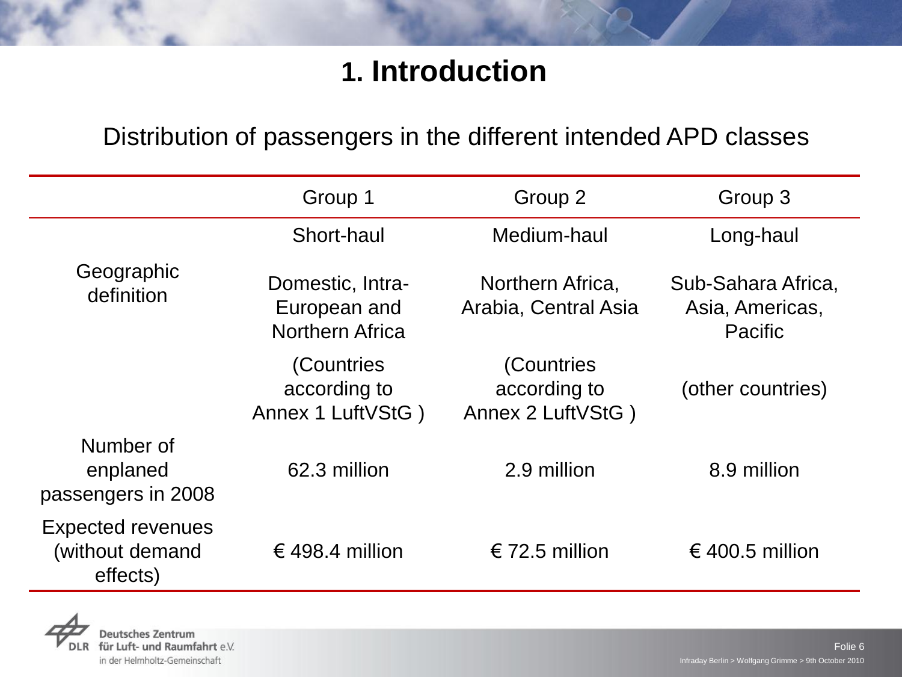# 1. Introduction

Distribution of passengers in the different intended APD classes

| | Group 1 | Group 2 | Group 3 |
|---|---|---|---|
| | Short-haul | Medium-haul | Long-haul |
| Geographic definition | Domestic, Intra-European and Northern Africa | Northern Africa, Arabia, Central Asia | Sub-Sahara Africa, Asia, Americas, Pacific |
| | (Countries according to Annex 1 LuftVStG ) | (Countries according to Annex 2 LuftVStG ) | (other countries) |
| Number of enplaned passengers in 2008 | 62.3 million | 2.9 million | 8.9 million |
| Expected revenues (without demand effects) | € 498.4 million | € 72.5 million | € 400.5 million |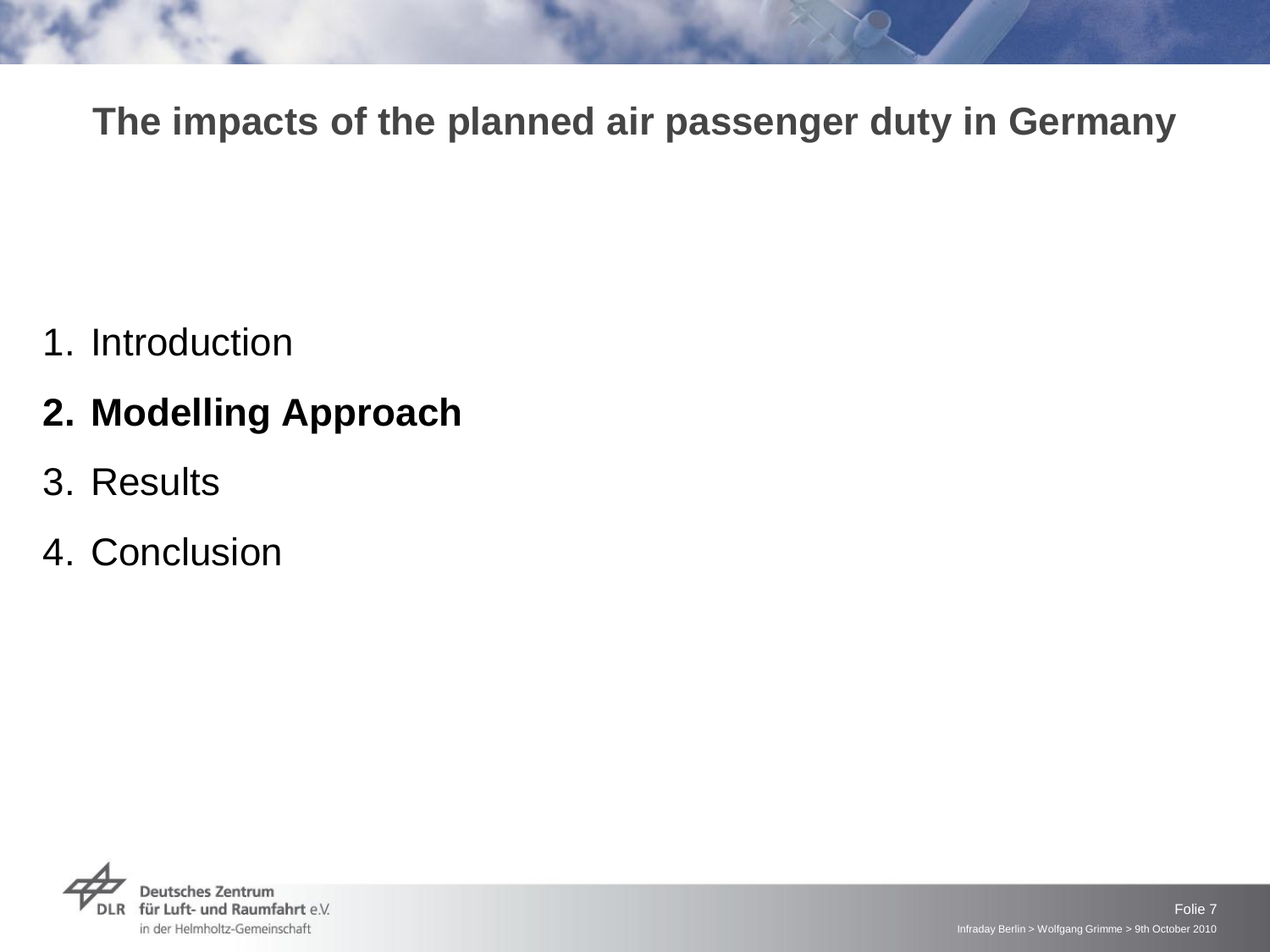# The impacts of the planned air passenger duty in Germany

1. Introduction
2. **Modelling Approach**
3. Results
4. Conclusion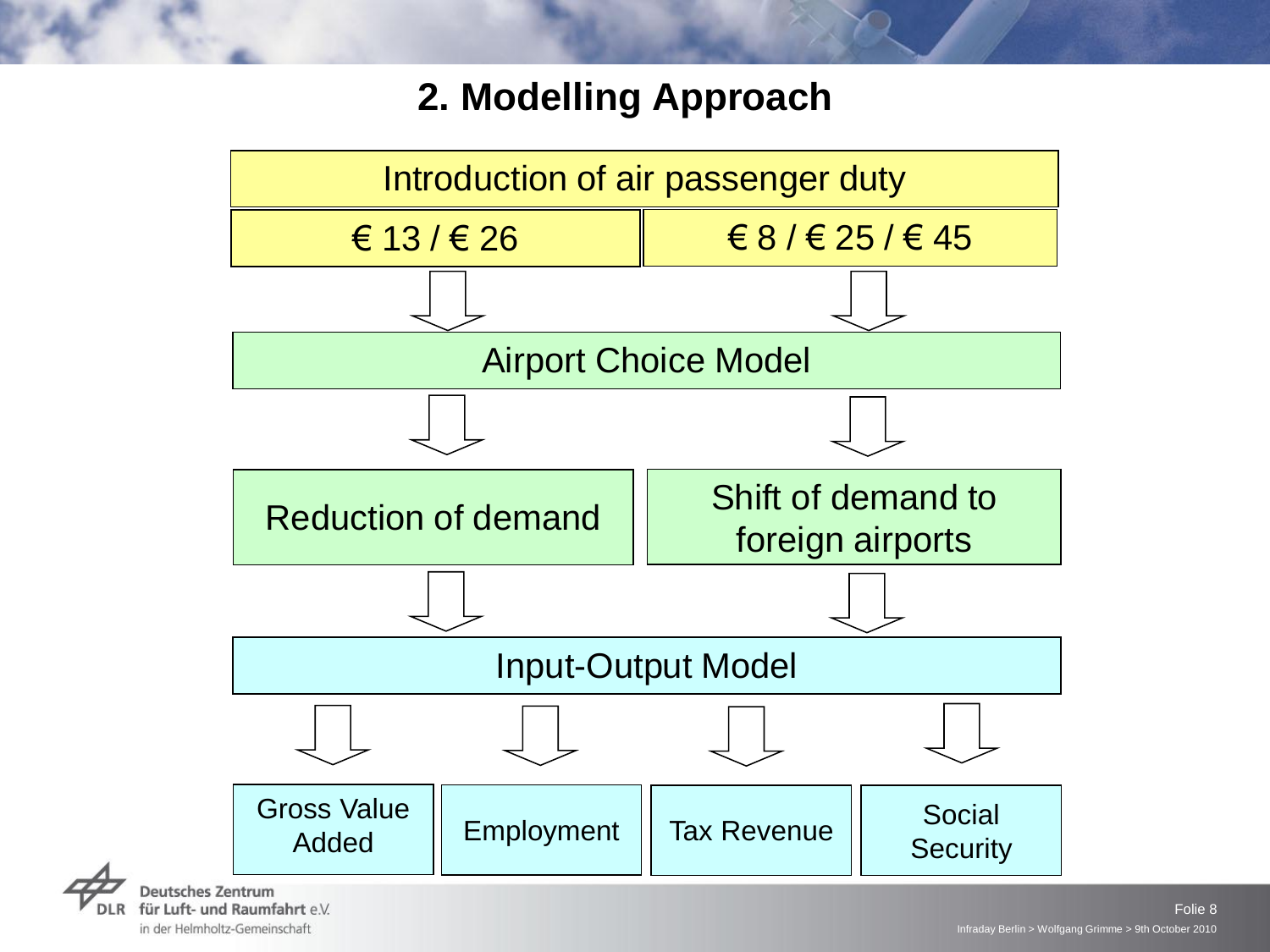## 2. Modelling Approach

Introduction of air passenger duty

| € 13 / € 26 | € 8 / € 25 / € 45 |
|---|---|

↓

Airport Choice Model

↓

| Reduction of demand | Shift of demand to foreign airports |
|---|---|

↓

Input-Output Model

↓

| Gross Value Added | Employment | Tax Revenue | Social Security |
|---|---|---|---|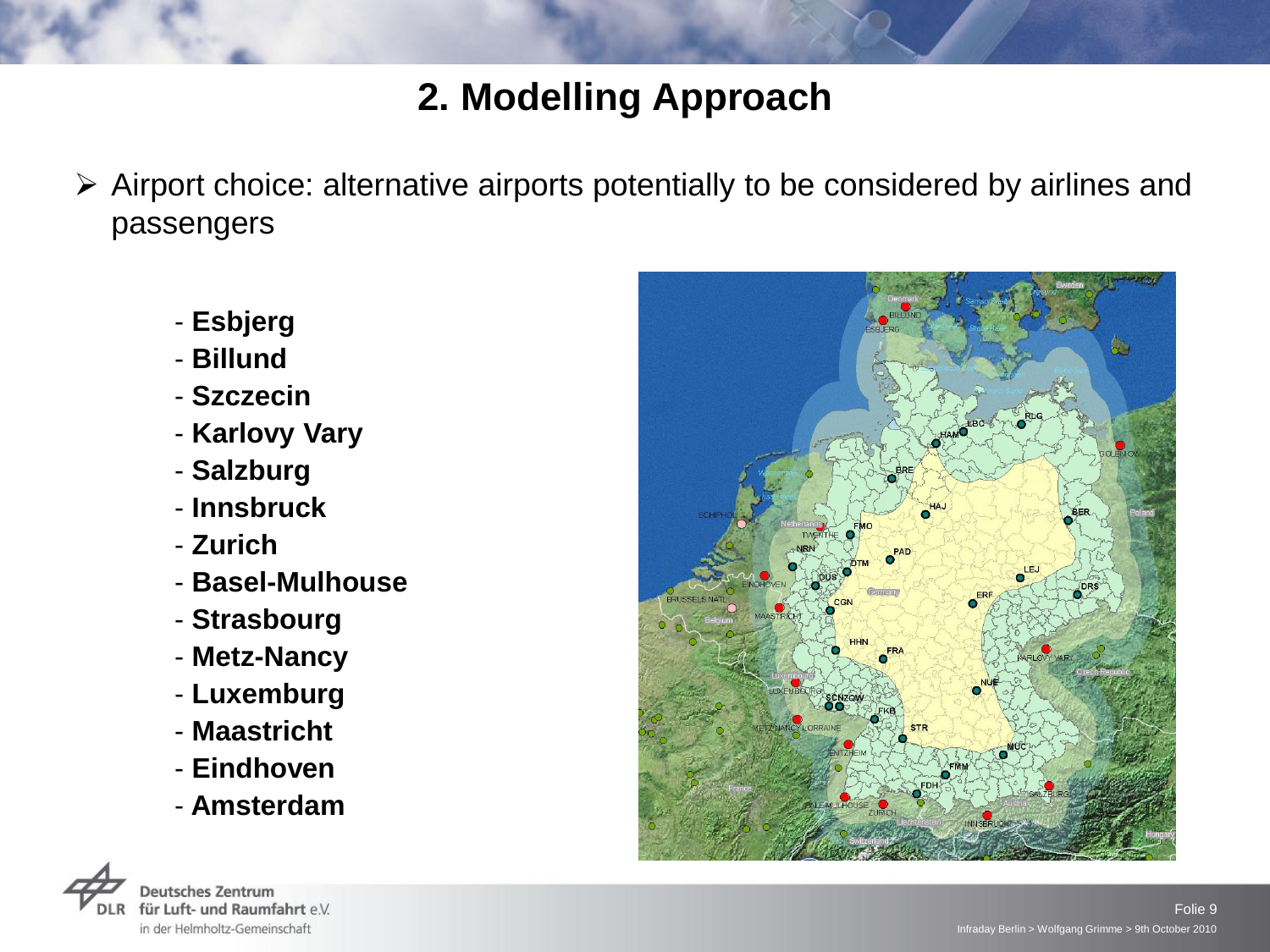# 2. Modelling Approach

- Airport choice: alternative airports potentially to be considered by airlines and passengers

  - **Esbjerg**
  - **Billund**
  - **Szczecin**
  - **Karlovy Vary**
  - **Salzburg**
  - **Innsbruck**
  - **Zurich**
  - **Basel-Mulhouse**
  - **Strasbourg**
  - **Metz-Nancy**
  - **Luxemburg**
  - **Maastricht**
  - **Eindhoven**
  - **Amsterdam**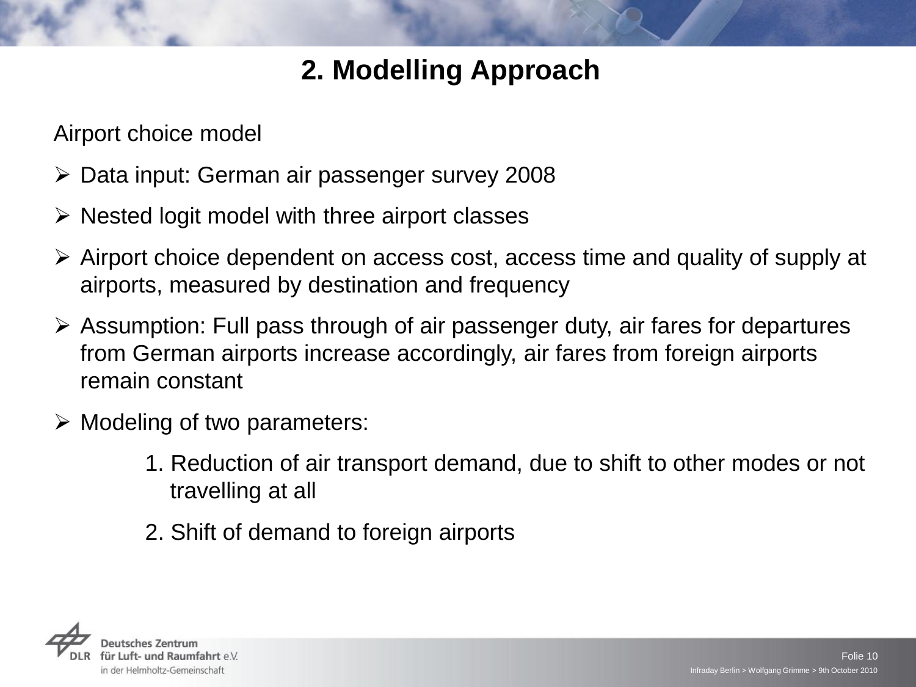## 2. Modelling Approach

Airport choice model

- Data input: German air passenger survey 2008
- Nested logit model with three airport classes
- Airport choice dependent on access cost, access time and quality of supply at airports, measured by destination and frequency
- Assumption: Full pass through of air passenger duty, air fares for departures from German airports increase accordingly, air fares from foreign airports remain constant
- Modeling of two parameters:
  1. Reduction of air transport demand, due to shift to other modes or not travelling at all
  2. Shift of demand to foreign airports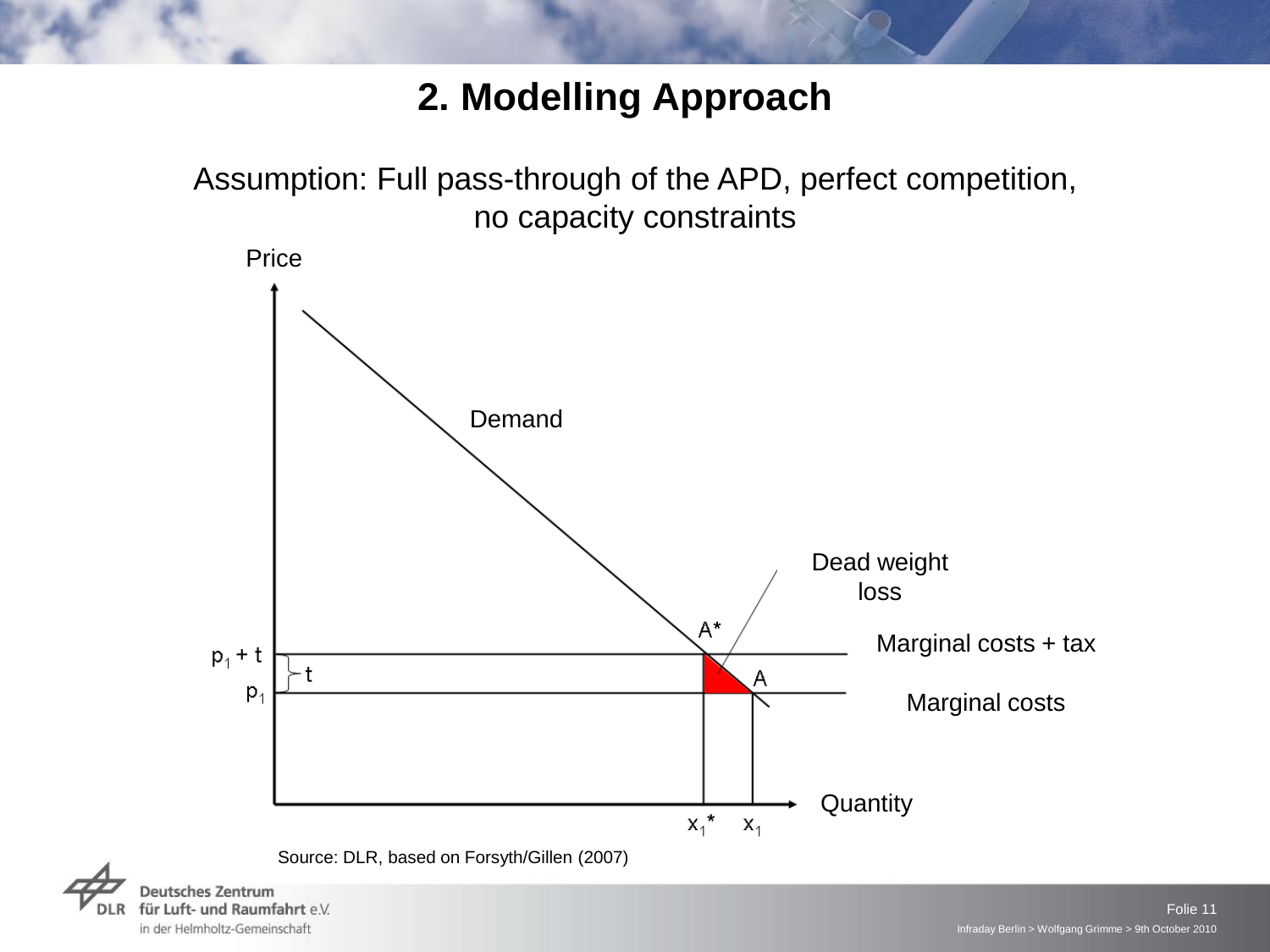## 2. Modelling Approach

Assumption: Full pass-through of the APD, perfect competition, no capacity constraints

Price

Demand

Dead weight loss

$A^*$

$p_1 + t$

$t$

$A$

Marginal costs + tax

$p_1$

Marginal costs

Quantity

$x_1^*$ $x_1$

Source: DLR, based on Forsyth/Gillen (2007)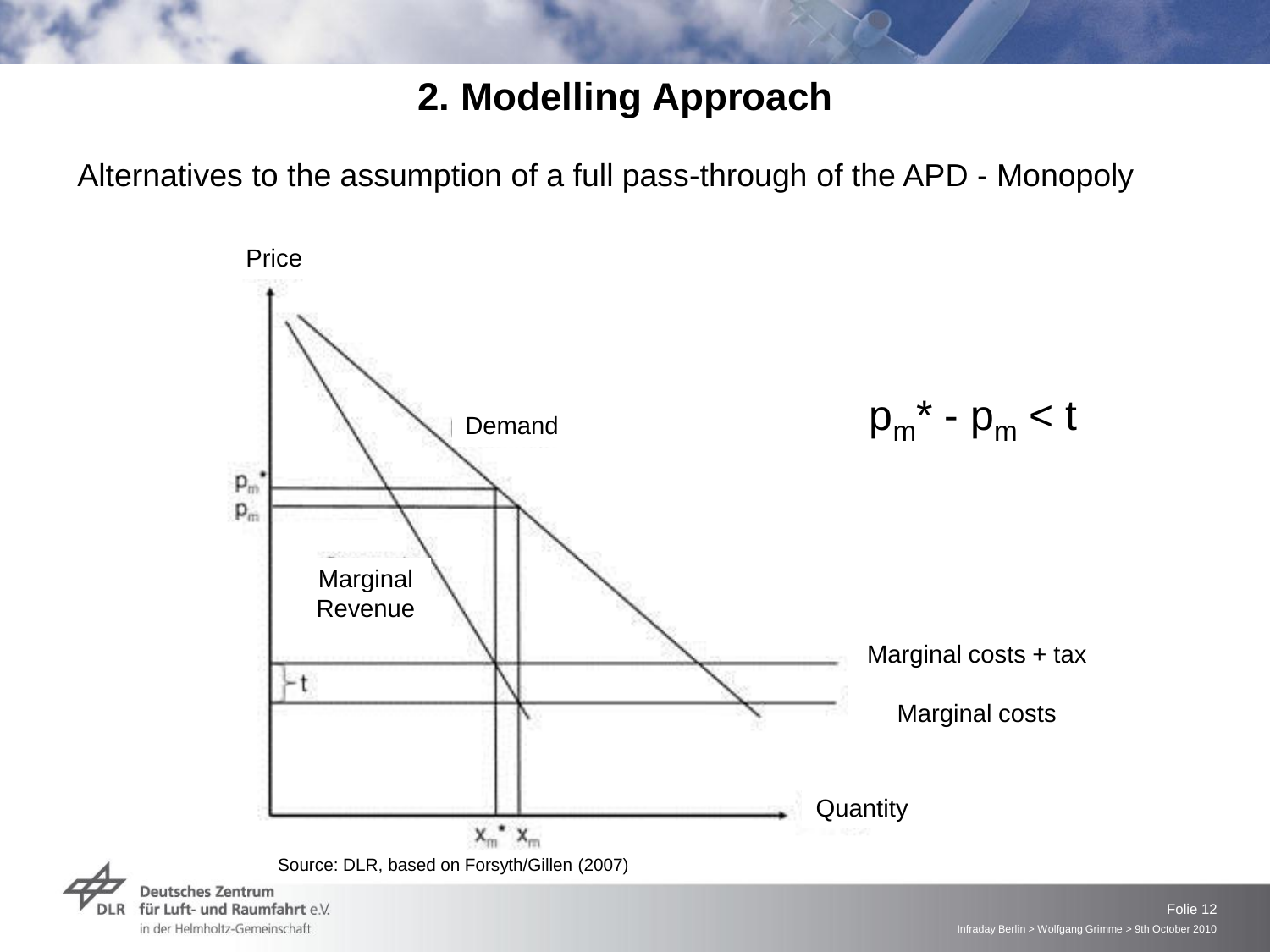# 2. Modelling Approach

Alternatives to the assumption of a full pass-through of the APD - Monopoly

Price

Demand

$p_m^* - p_m < t$

$p_m^*$

$p_m$

Marginal Revenue

Marginal costs + tax

$t$

Marginal costs

Quantity

$x_m^*$ $x_m$

Source: DLR, based on Forsyth/Gillen (2007)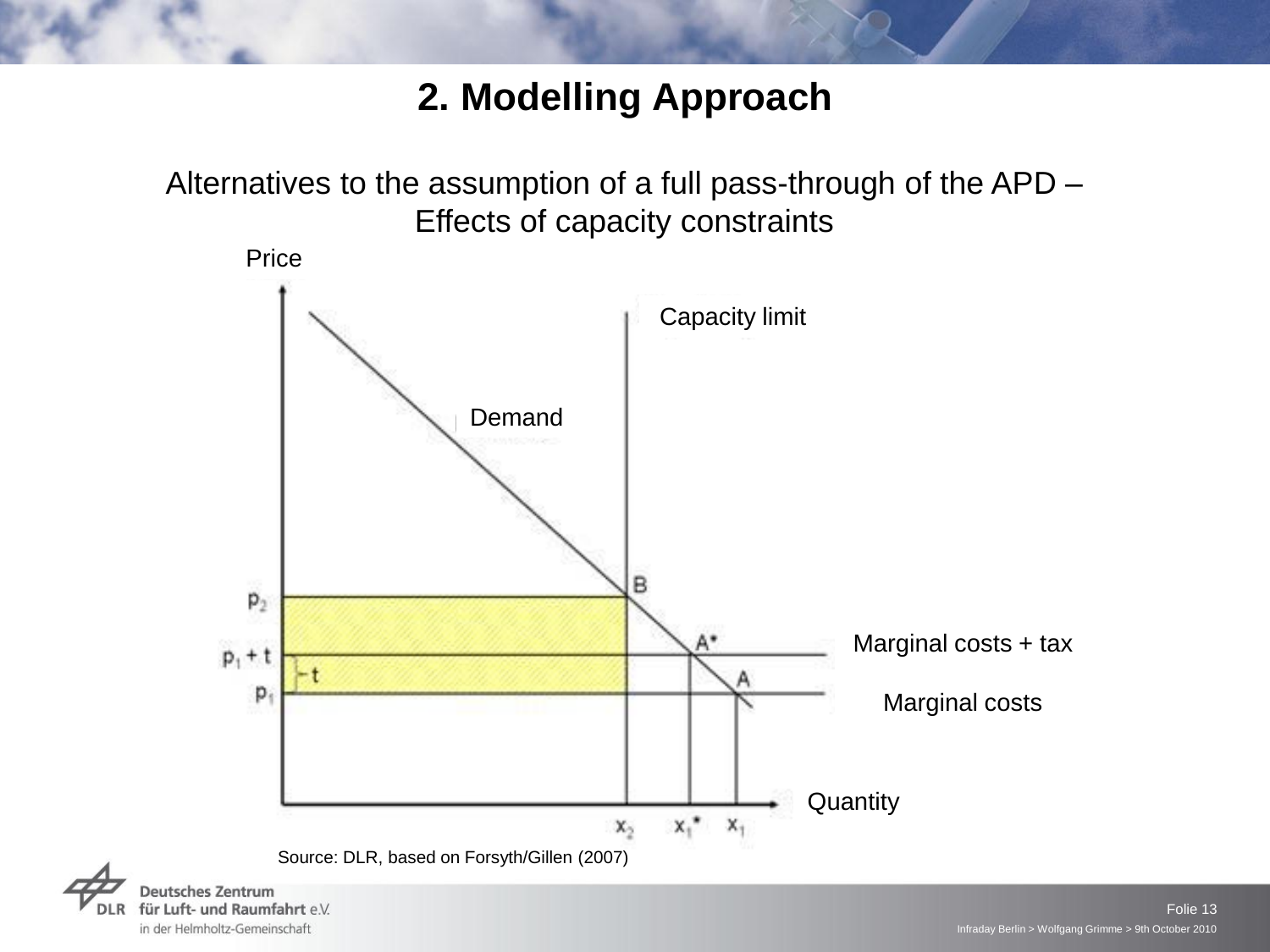# 2. Modelling Approach

Alternatives to the assumption of a full pass-through of the APD –
Effects of capacity constraints

Price

Capacity limit

Demand

B

$p_2$

$A^*$

Marginal costs + tax

$p_1 + t$

$t$

A

$p_1$

Marginal costs

Quantity

$x_2$ $x_1^*$ $x_1$

Source: DLR, based on Forsyth/Gillen (2007)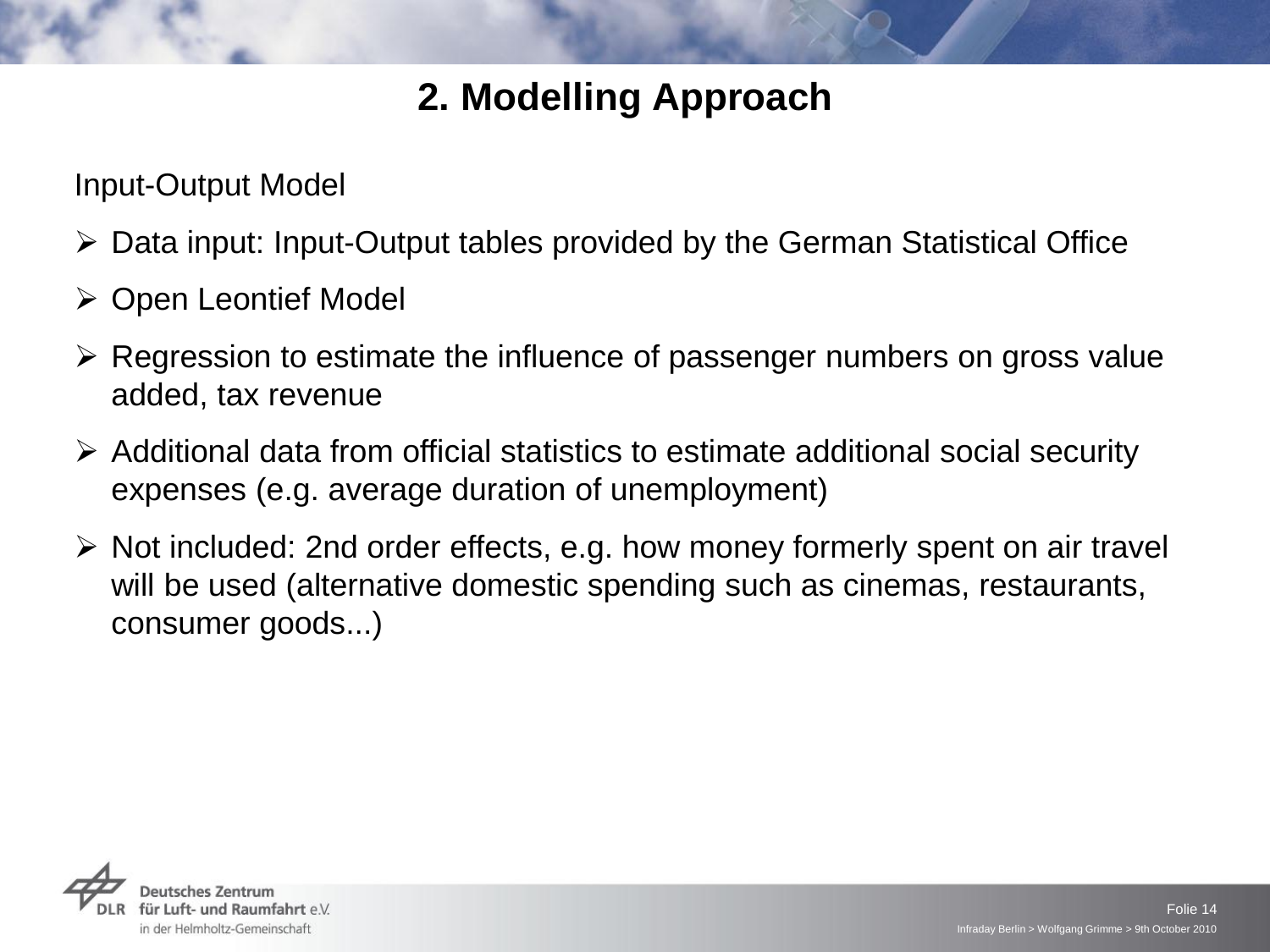# 2. Modelling Approach

Input-Output Model

- Data input: Input-Output tables provided by the German Statistical Office
- Open Leontief Model
- Regression to estimate the influence of passenger numbers on gross value added, tax revenue
- Additional data from official statistics to estimate additional social security expenses (e.g. average duration of unemployment)
- Not included: 2nd order effects, e.g. how money formerly spent on air travel will be used (alternative domestic spending such as cinemas, restaurants, consumer goods...)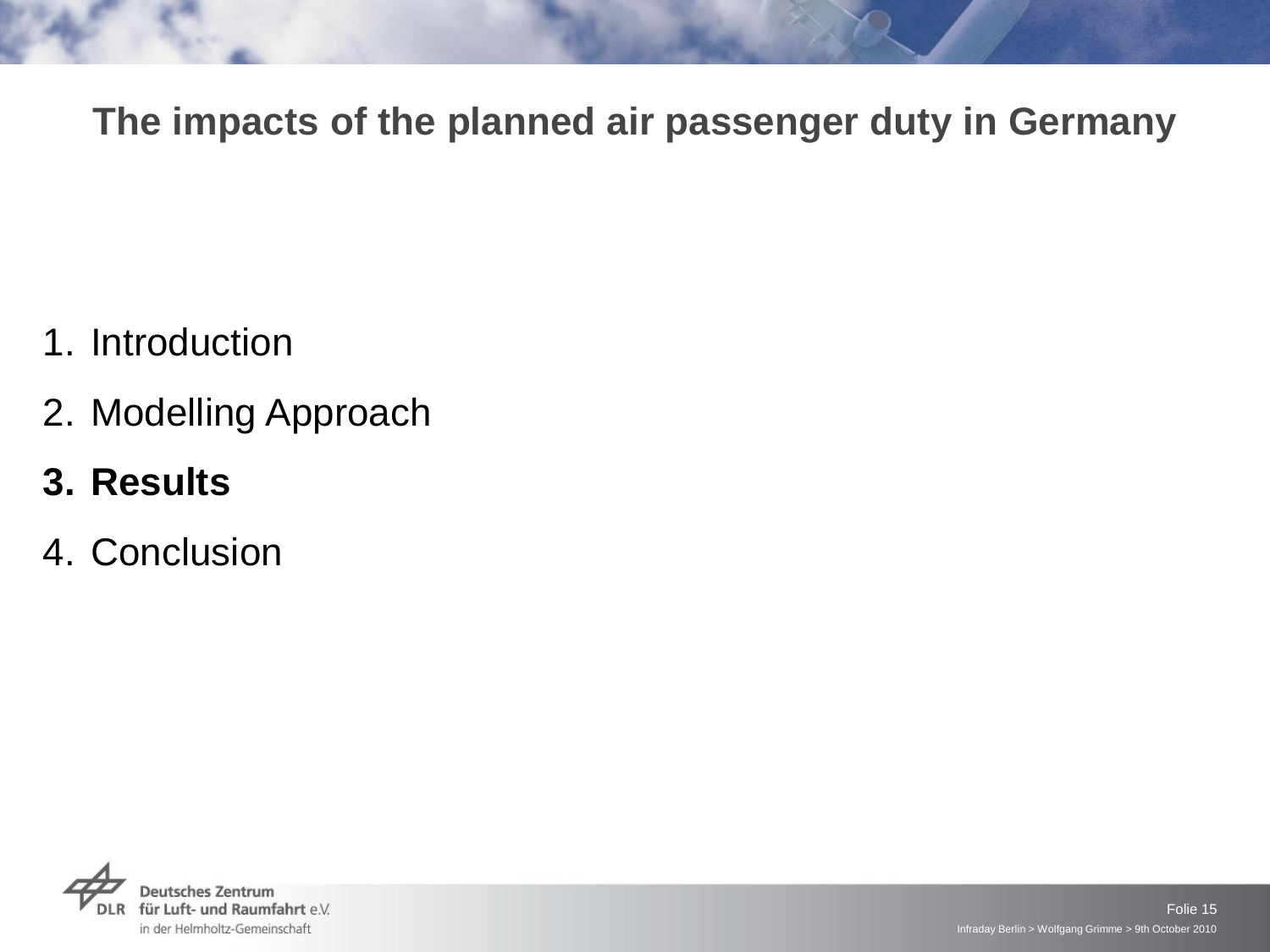# The impacts of the planned air passenger duty in Germany

1. Introduction
2. Modelling Approach
3. **Results**
4. Conclusion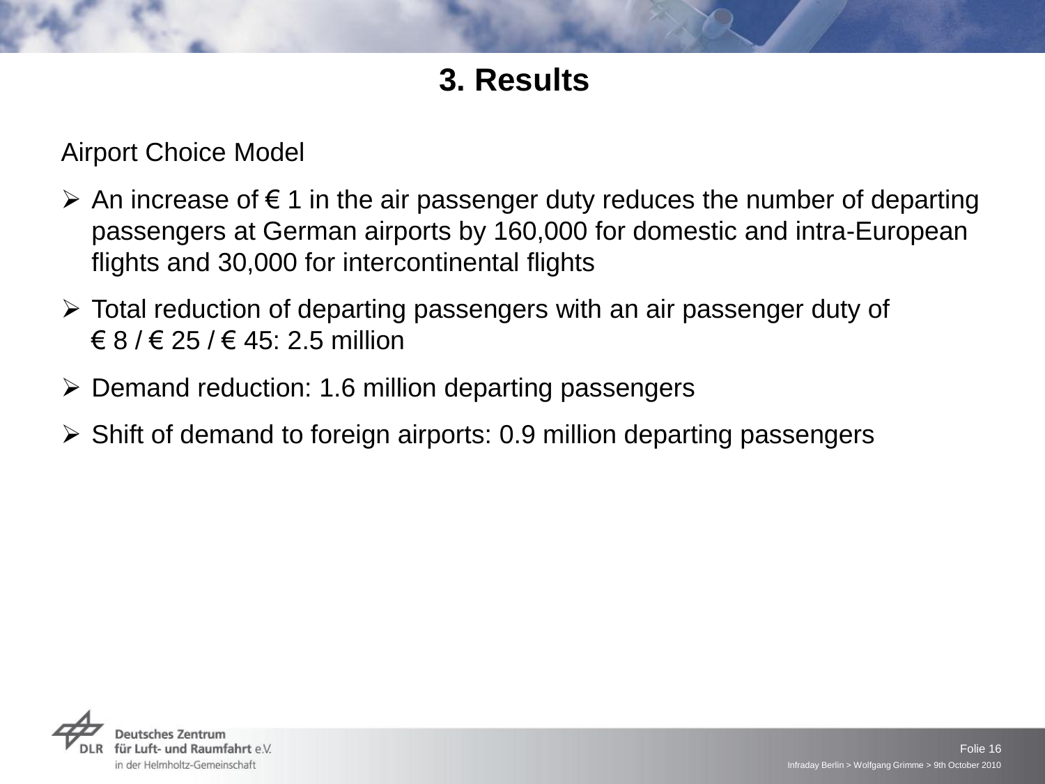# 3. Results

Airport Choice Model

- An increase of € 1 in the air passenger duty reduces the number of departing passengers at German airports by 160,000 for domestic and intra-European flights and 30,000 for intercontinental flights
- Total reduction of departing passengers with an air passenger duty of € 8 / € 25 / € 45: 2.5 million
- Demand reduction: 1.6 million departing passengers
- Shift of demand to foreign airports: 0.9 million departing passengers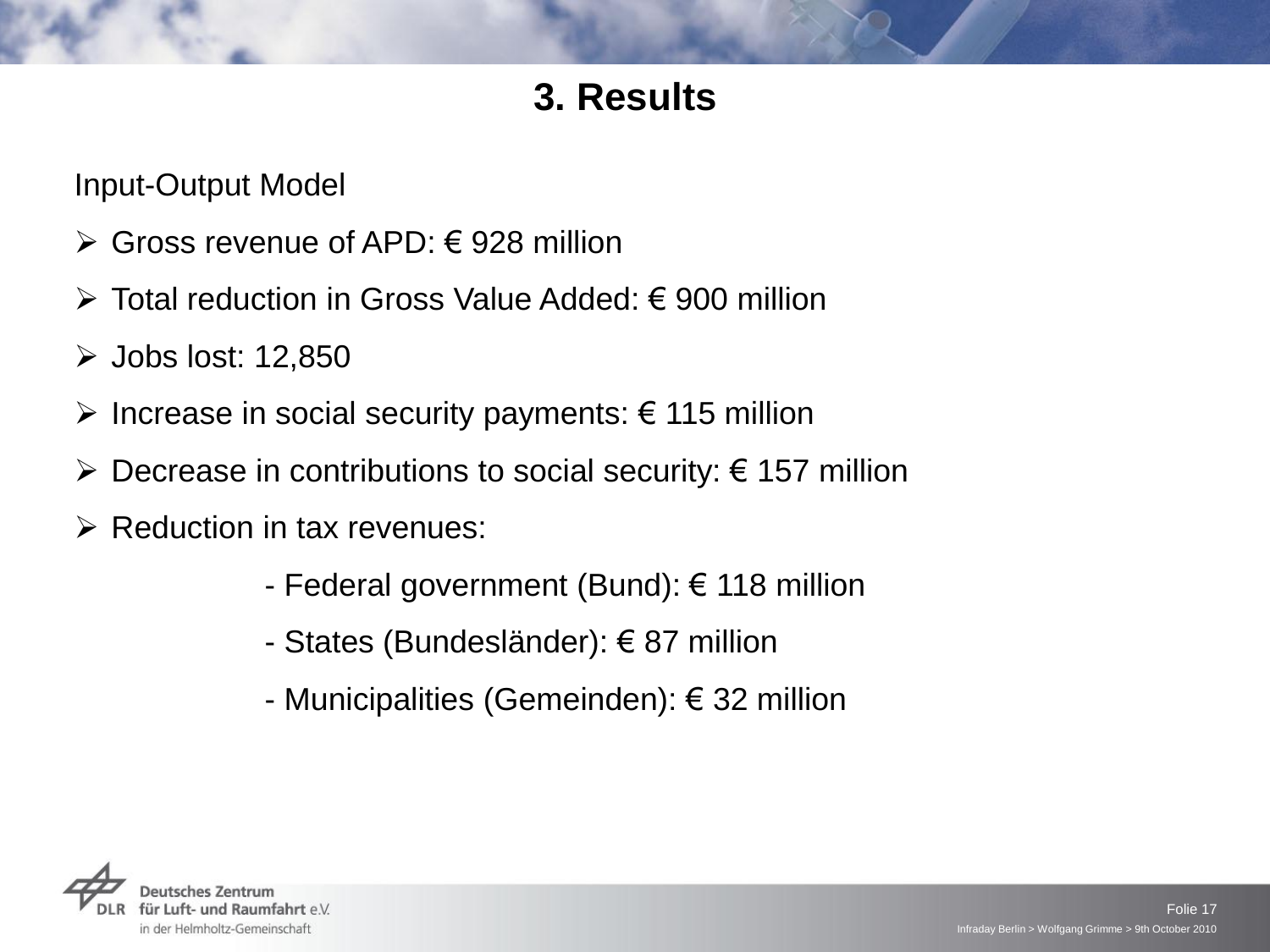# 3. Results

Input-Output Model

- Gross revenue of APD: € 928 million
- Total reduction in Gross Value Added: € 900 million
- Jobs lost: 12,850
- Increase in social security payments: € 115 million
- Decrease in contributions to social security: € 157 million
- Reduction in tax revenues:
  - Federal government (Bund): € 118 million
  - States (Bundesländer): € 87 million
  - Municipalities (Gemeinden): € 32 million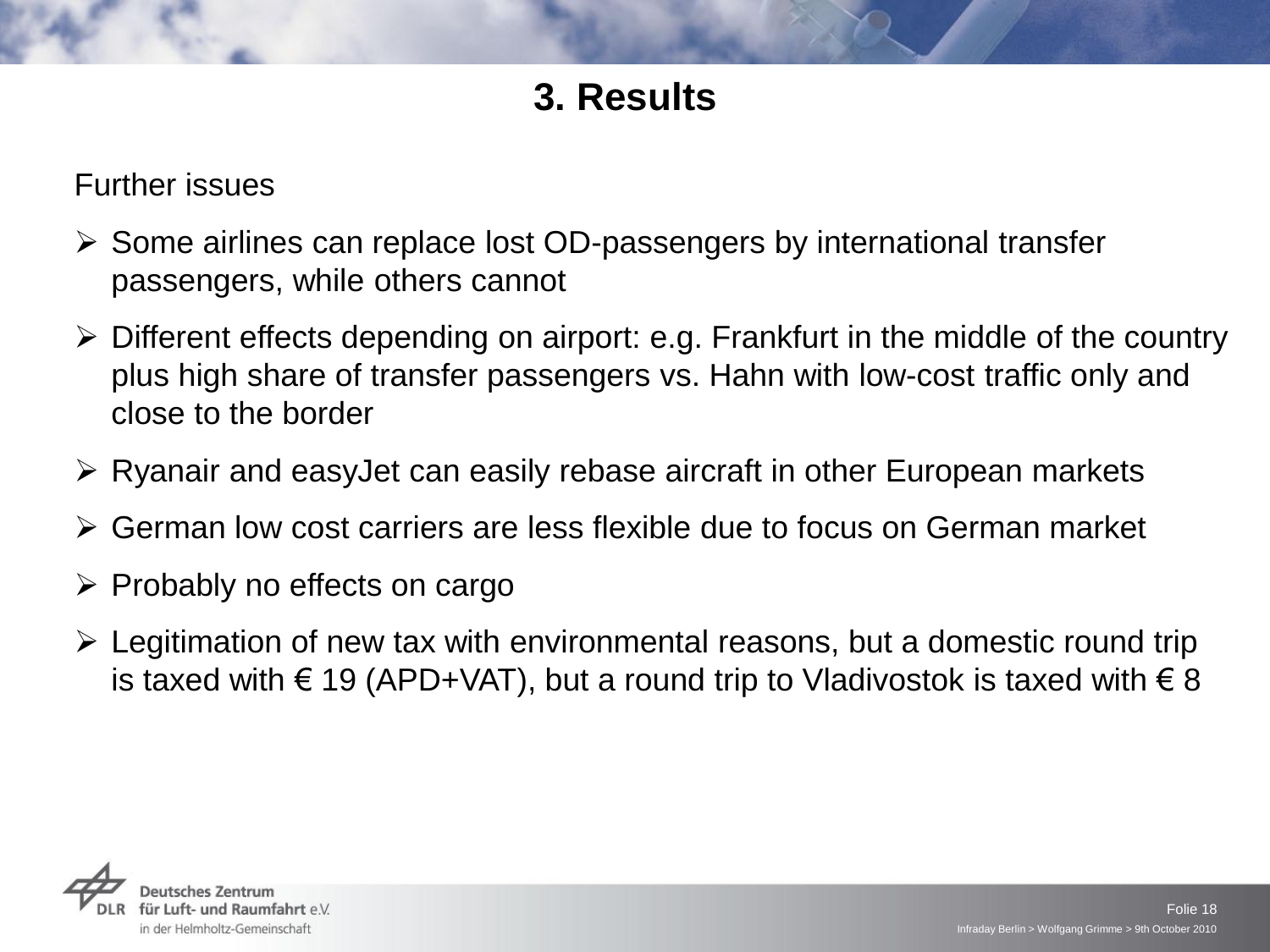# 3. Results

Further issues

- Some airlines can replace lost OD-passengers by international transfer passengers, while others cannot
- Different effects depending on airport: e.g. Frankfurt in the middle of the country plus high share of transfer passengers vs. Hahn with low-cost traffic only and close to the border
- Ryanair and easyJet can easily rebase aircraft in other European markets
- German low cost carriers are less flexible due to focus on German market
- Probably no effects on cargo
- Legitimation of new tax with environmental reasons, but a domestic round trip is taxed with € 19 (APD+VAT), but a round trip to Vladivostok is taxed with € 8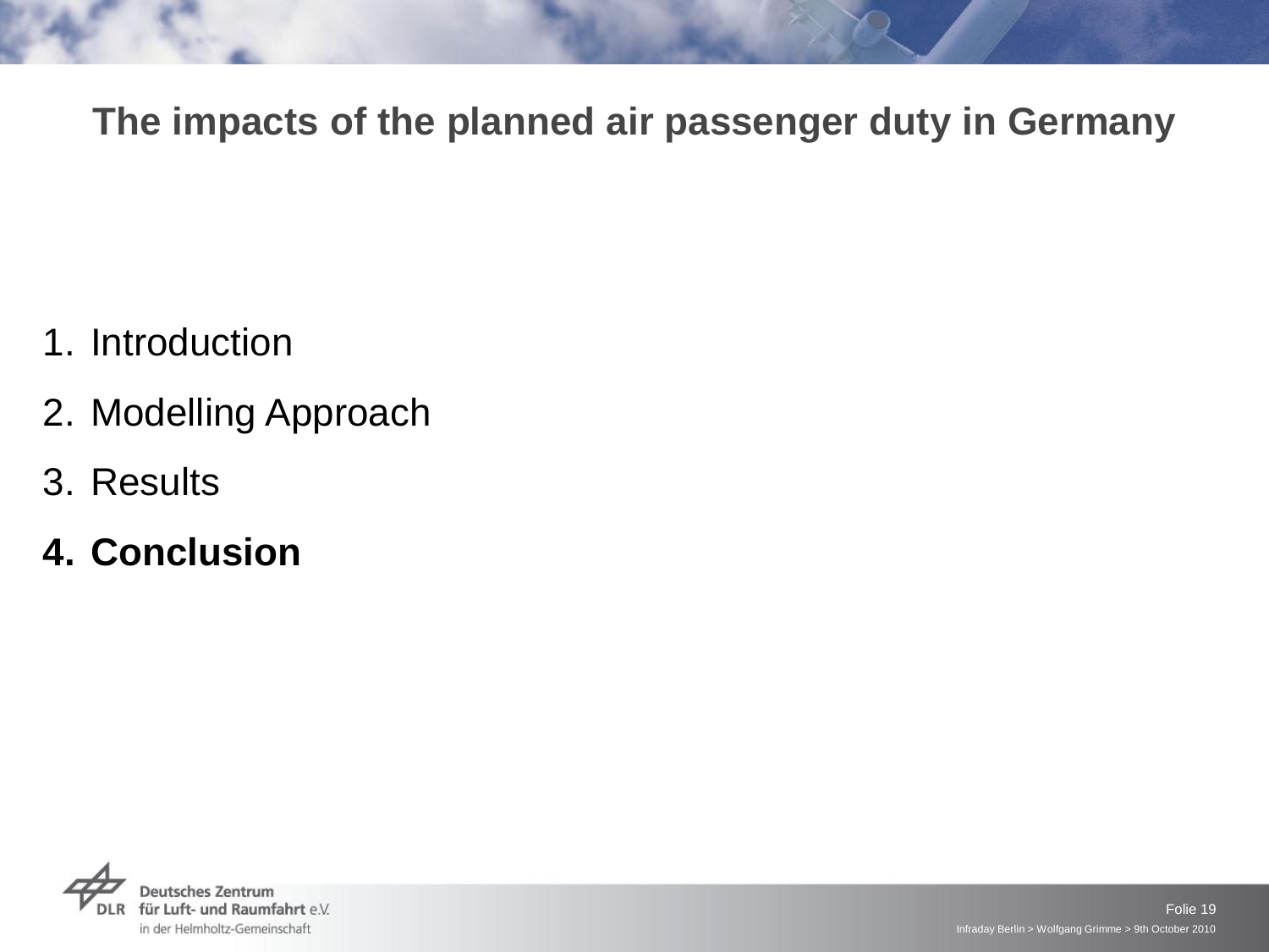# The impacts of the planned air passenger duty in Germany

1. Introduction
2. Modelling Approach
3. Results
4. **Conclusion**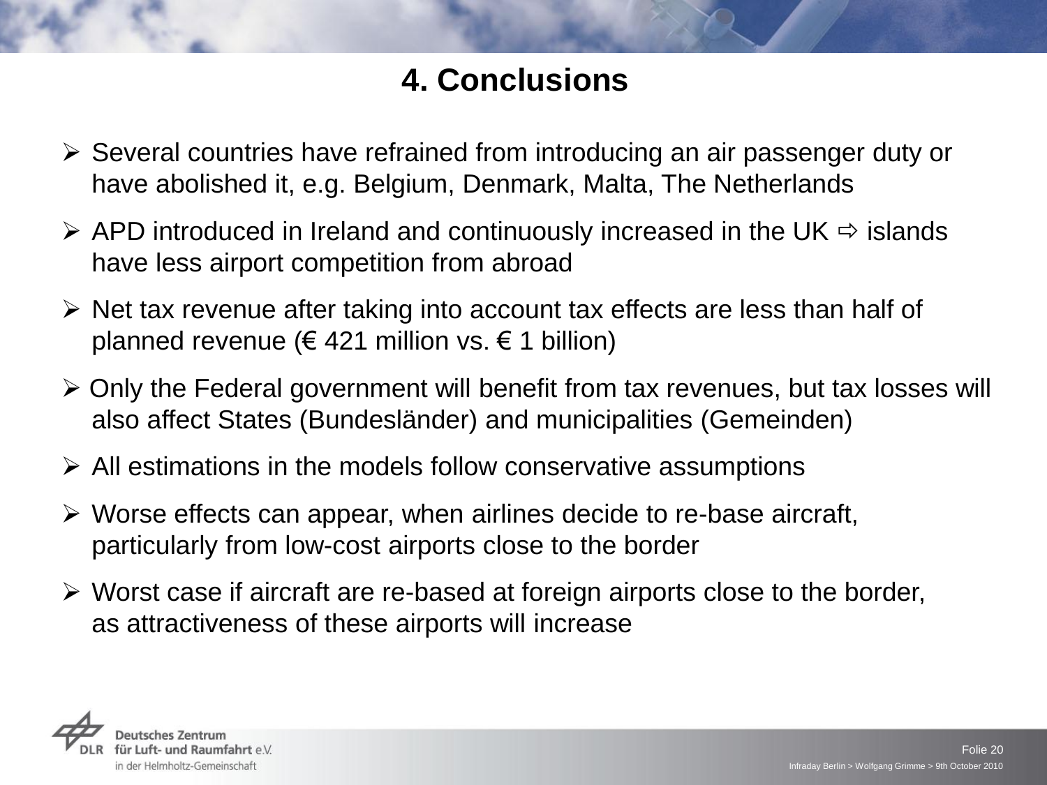# 4. Conclusions

- Several countries have refrained from introducing an air passenger duty or have abolished it, e.g. Belgium, Denmark, Malta, The Netherlands
- APD introduced in Ireland and continuously increased in the UK ⇨ islands have less airport competition from abroad
- Net tax revenue after taking into account tax effects are less than half of planned revenue (€ 421 million vs. € 1 billion)
- Only the Federal government will benefit from tax revenues, but tax losses will also affect States (Bundesländer) and municipalities (Gemeinden)
- All estimations in the models follow conservative assumptions
- Worse effects can appear, when airlines decide to re-base aircraft, particularly from low-cost airports close to the border
- Worst case if aircraft are re-based at foreign airports close to the border, as attractiveness of these airports will increase